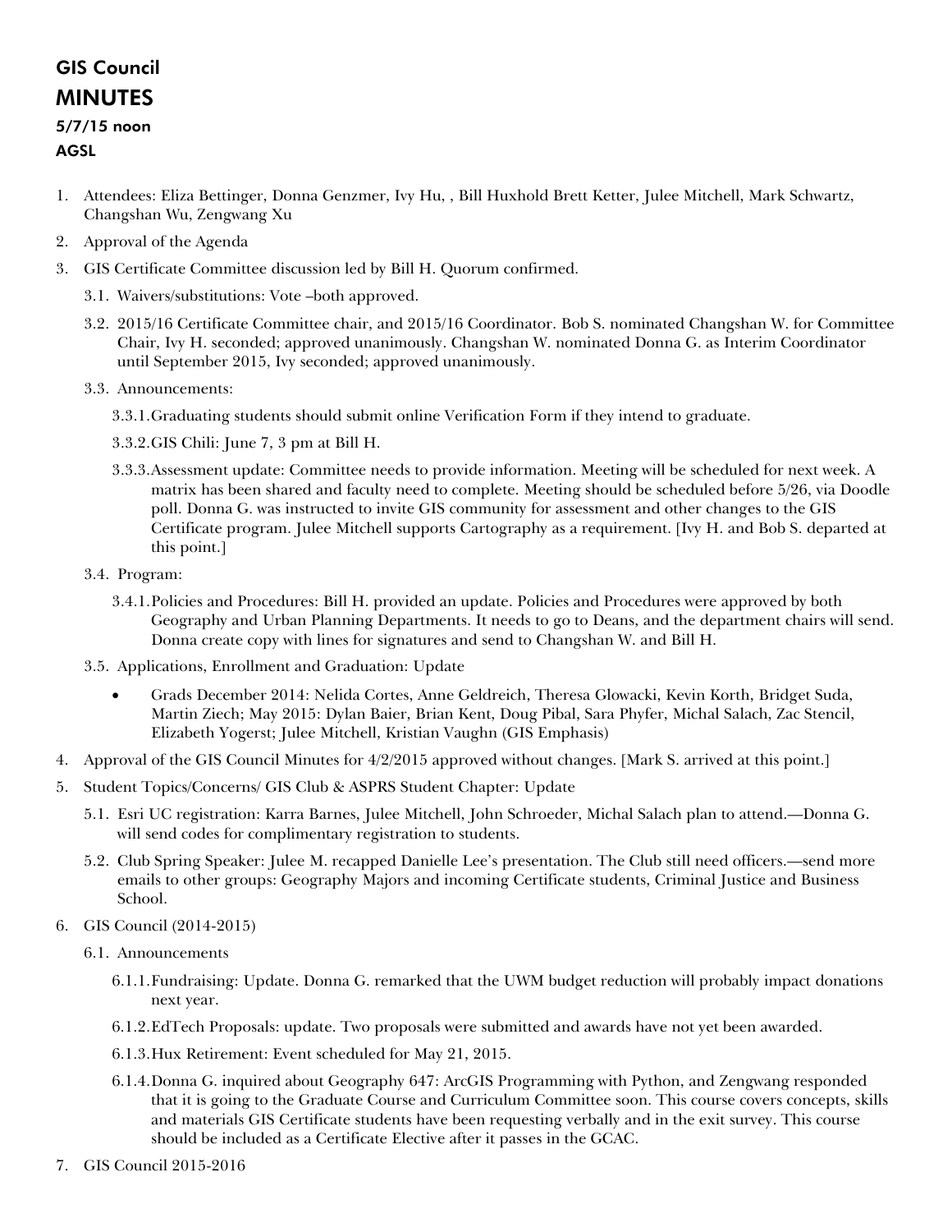# GIS Council
# MINUTES

**5/7/15 noon**

**AGSL**

1. Attendees: Eliza Bettinger, Donna Genzmer, Ivy Hu, , Bill Huxhold Brett Ketter, Julee Mitchell, Mark Schwartz, Changshan Wu, Zengwang Xu
2. Approval of the Agenda
3. GIS Certificate Committee discussion led by Bill H. Quorum confirmed.
   - 3.1. Waivers/substitutions: Vote –both approved.
   - 3.2. 2015/16 Certificate Committee chair, and 2015/16 Coordinator. Bob S. nominated Changshan W. for Committee Chair, Ivy H. seconded; approved unanimously. Changshan W. nominated Donna G. as Interim Coordinator until September 2015, Ivy seconded; approved unanimously.
   - 3.3. Announcements:
     - 3.3.1. Graduating students should submit online Verification Form if they intend to graduate.
     - 3.3.2. GIS Chili: June 7, 3 pm at Bill H.
     - 3.3.3. Assessment update: Committee needs to provide information. Meeting will be scheduled for next week. A matrix has been shared and faculty need to complete. Meeting should be scheduled before 5/26, via Doodle poll. Donna G. was instructed to invite GIS community for assessment and other changes to the GIS Certificate program. Julee Mitchell supports Cartography as a requirement. [Ivy H. and Bob S. departed at this point.]
   - 3.4. Program:
     - 3.4.1. Policies and Procedures: Bill H. provided an update. Policies and Procedures were approved by both Geography and Urban Planning Departments. It needs to go to Deans, and the department chairs will send. Donna create copy with lines for signatures and send to Changshan W. and Bill H.
   - 3.5. Applications, Enrollment and Graduation: Update
     - Grads December 2014: Nelida Cortes, Anne Geldreich, Theresa Glowacki, Kevin Korth, Bridget Suda, Martin Ziech; May 2015: Dylan Baier, Brian Kent, Doug Pibal, Sara Phyfer, Michal Salach, Zac Stencil, Elizabeth Yogerst; Julee Mitchell, Kristian Vaughn (GIS Emphasis)
4. Approval of the GIS Council Minutes for 4/2/2015 approved without changes. [Mark S. arrived at this point.]
5. Student Topics/Concerns/ GIS Club & ASPRS Student Chapter: Update
   - 5.1. Esri UC registration: Karra Barnes, Julee Mitchell, John Schroeder, Michal Salach plan to attend.—Donna G. will send codes for complimentary registration to students.
   - 5.2. Club Spring Speaker: Julee M. recapped Danielle Lee's presentation. The Club still need officers.—send more emails to other groups: Geography Majors and incoming Certificate students, Criminal Justice and Business School.
6. GIS Council (2014-2015)
   - 6.1. Announcements
     - 6.1.1. Fundraising: Update. Donna G. remarked that the UWM budget reduction will probably impact donations next year.
     - 6.1.2. EdTech Proposals: update. Two proposals were submitted and awards have not yet been awarded.
     - 6.1.3. Hux Retirement: Event scheduled for May 21, 2015.
     - 6.1.4. Donna G. inquired about Geography 647: ArcGIS Programming with Python, and Zengwang responded that it is going to the Graduate Course and Curriculum Committee soon. This course covers concepts, skills and materials GIS Certificate students have been requesting verbally and in the exit survey. This course should be included as a Certificate Elective after it passes in the GCAC.
7. GIS Council 2015-2016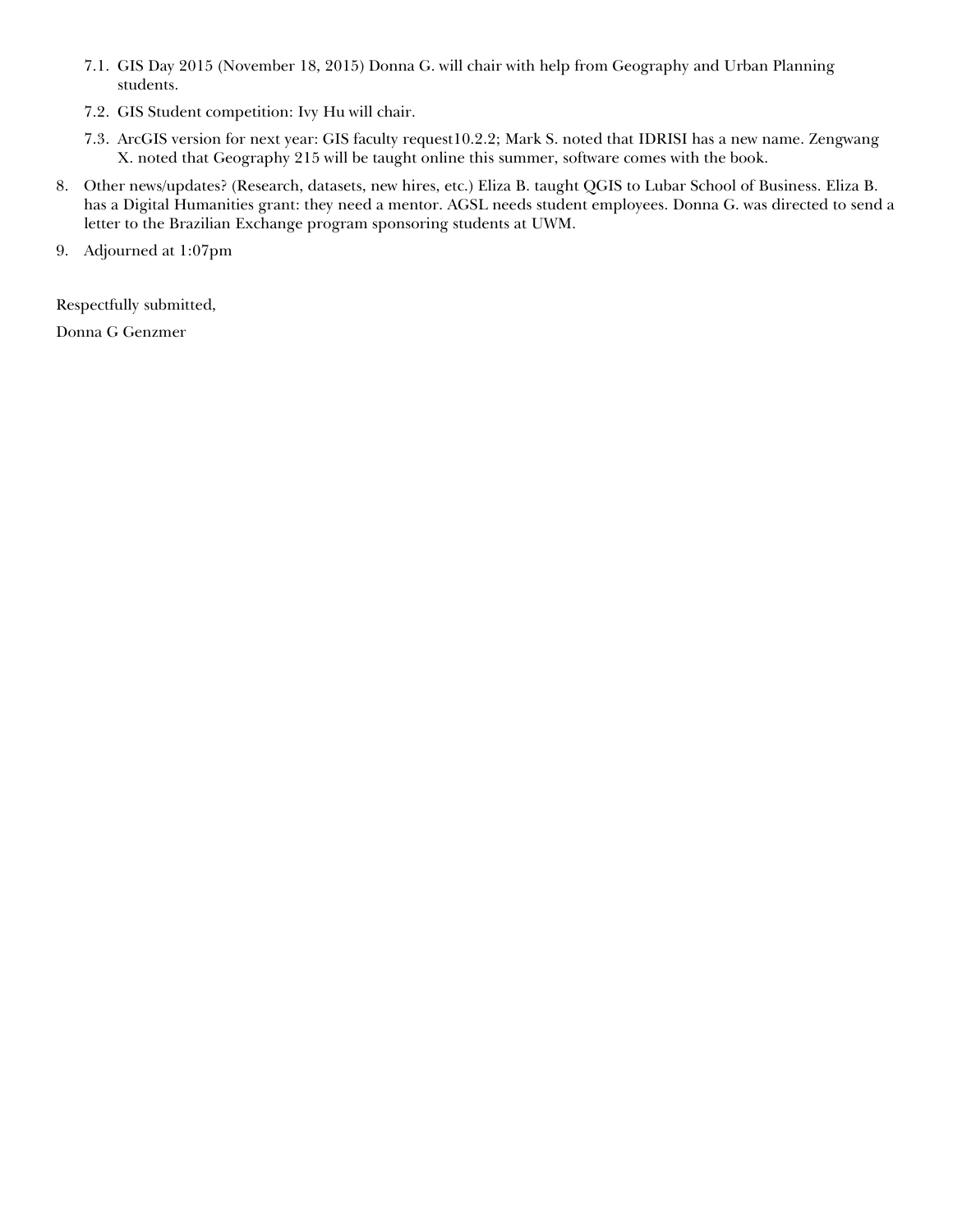7.1. GIS Day 2015 (November 18, 2015) Donna G. will chair with help from Geography and Urban Planning students.

7.2. GIS Student competition: Ivy Hu will chair.

7.3. ArcGIS version for next year: GIS faculty request10.2.2; Mark S. noted that IDRISI has a new name. Zengwang X. noted that Geography 215 will be taught online this summer, software comes with the book.

8. Other news/updates? (Research, datasets, new hires, etc.) Eliza B. taught QGIS to Lubar School of Business. Eliza B. has a Digital Humanities grant: they need a mentor. AGSL needs student employees. Donna G. was directed to send a letter to the Brazilian Exchange program sponsoring students at UWM.

9. Adjourned at 1:07pm

Respectfully submitted,

Donna G Genzmer